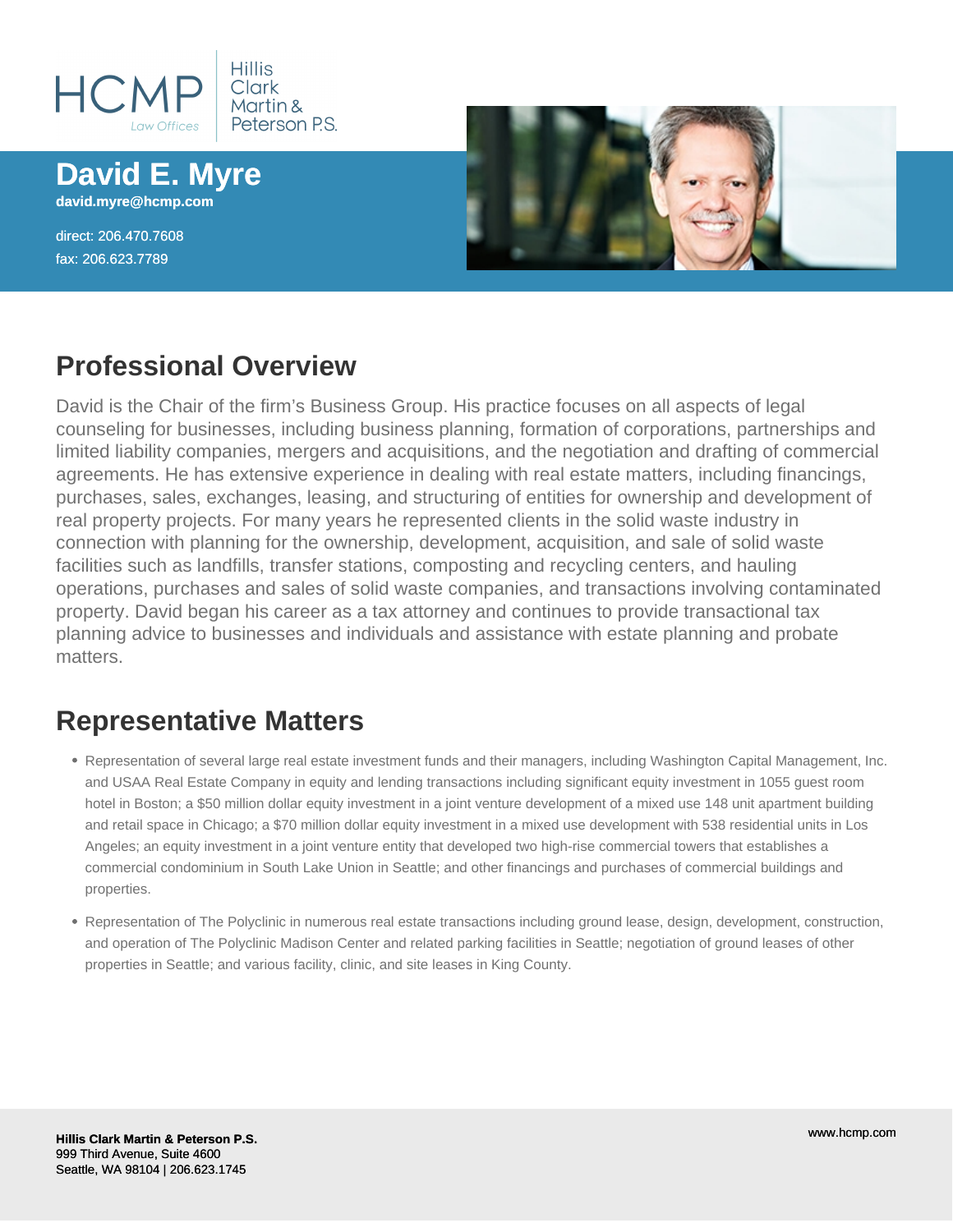HCMP Law Offices | Hillis Clark Martin & Peterson P.S.

# David E. Myre

**david.myre@hcmp.com**

direct: 206.470.7608
fax: 206.623.7789

## Professional Overview

David is the Chair of the firm's Business Group. His practice focuses on all aspects of legal counseling for businesses, including business planning, formation of corporations, partnerships and limited liability companies, mergers and acquisitions, and the negotiation and drafting of commercial agreements. He has extensive experience in dealing with real estate matters, including financings, purchases, sales, exchanges, leasing, and structuring of entities for ownership and development of real property projects. For many years he represented clients in the solid waste industry in connection with planning for the ownership, development, acquisition, and sale of solid waste facilities such as landfills, transfer stations, composting and recycling centers, and hauling operations, purchases and sales of solid waste companies, and transactions involving contaminated property. David began his career as a tax attorney and continues to provide transactional tax planning advice to businesses and individuals and assistance with estate planning and probate matters.

## Representative Matters

- Representation of several large real estate investment funds and their managers, including Washington Capital Management, Inc. and USAA Real Estate Company in equity and lending transactions including significant equity investment in 1055 guest room hotel in Boston; a $50 million dollar equity investment in a joint venture development of a mixed use 148 unit apartment building and retail space in Chicago; a $70 million dollar equity investment in a mixed use development with 538 residential units in Los Angeles; an equity investment in a joint venture entity that developed two high-rise commercial towers that establishes a commercial condominium in South Lake Union in Seattle; and other financings and purchases of commercial buildings and properties.
- Representation of The Polyclinic in numerous real estate transactions including ground lease, design, development, construction, and operation of The Polyclinic Madison Center and related parking facilities in Seattle; negotiation of ground leases of other properties in Seattle; and various facility, clinic, and site leases in King County.

**Hillis Clark Martin & Peterson P.S.**
999 Third Avenue, Suite 4600
Seattle, WA 98104 | 206.623.1745

www.hcmp.com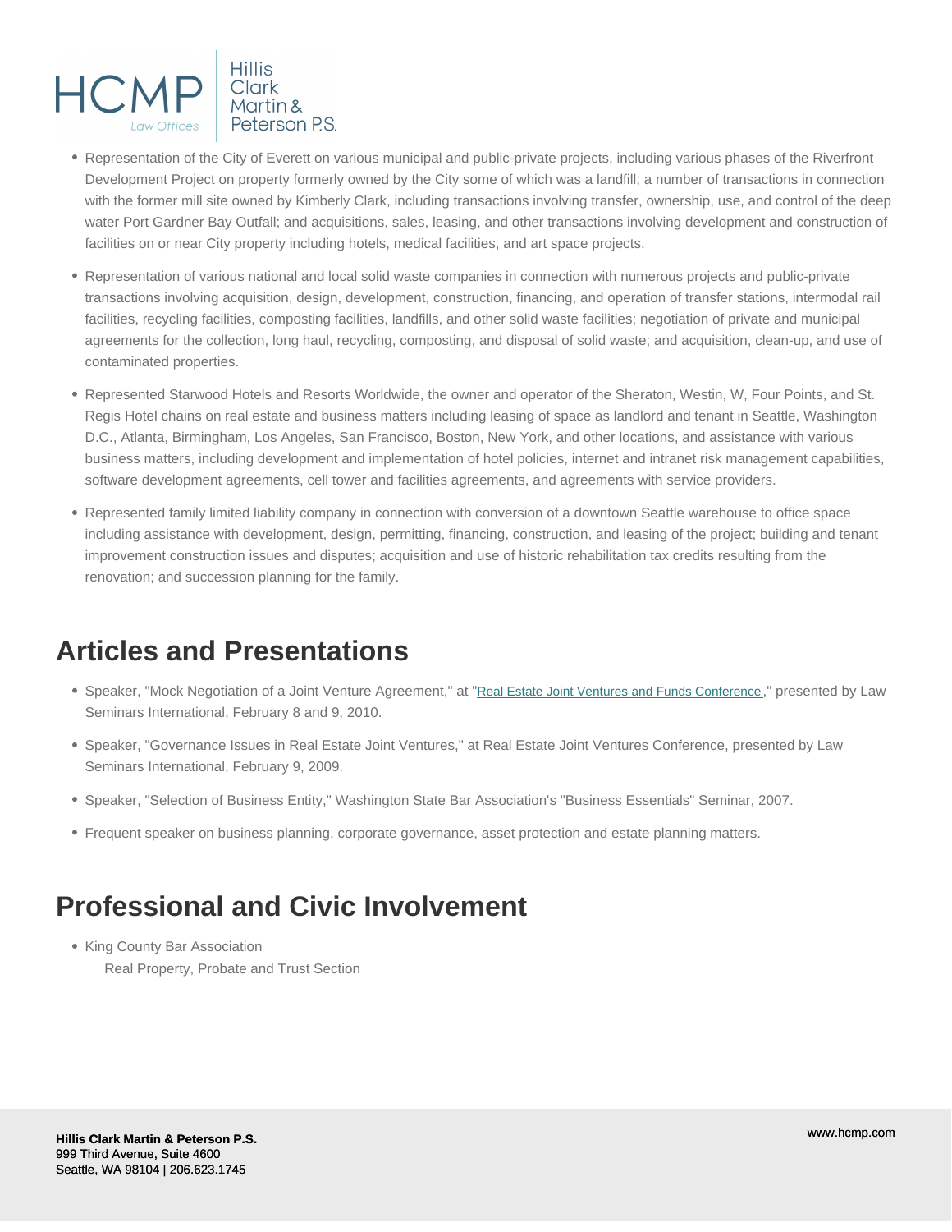- Representation of the City of Everett on various municipal and public-private projects, including various phases of the Riverfront Development Project on property formerly owned by the City some of which was a landfill; a number of transactions in connection with the former mill site owned by Kimberly Clark, including transactions involving transfer, ownership, use, and control of the deep water Port Gardner Bay Outfall; and acquisitions, sales, leasing, and other transactions involving development and construction of facilities on or near City property including hotels, medical facilities, and art space projects.
- Representation of various national and local solid waste companies in connection with numerous projects and public-private transactions involving acquisition, design, development, construction, financing, and operation of transfer stations, intermodal rail facilities, recycling facilities, composting facilities, landfills, and other solid waste facilities; negotiation of private and municipal agreements for the collection, long haul, recycling, composting, and disposal of solid waste; and acquisition, clean-up, and use of contaminated properties.
- Represented Starwood Hotels and Resorts Worldwide, the owner and operator of the Sheraton, Westin, W, Four Points, and St. Regis Hotel chains on real estate and business matters including leasing of space as landlord and tenant in Seattle, Washington D.C., Atlanta, Birmingham, Los Angeles, San Francisco, Boston, New York, and other locations, and assistance with various business matters, including development and implementation of hotel policies, internet and intranet risk management capabilities, software development agreements, cell tower and facilities agreements, and agreements with service providers.
- Represented family limited liability company in connection with conversion of a downtown Seattle warehouse to office space including assistance with development, design, permitting, financing, construction, and leasing of the project; building and tenant improvement construction issues and disputes; acquisition and use of historic rehabilitation tax credits resulting from the renovation; and succession planning for the family.

## Articles and Presentations

- Speaker, "Mock Negotiation of a Joint Venture Agreement," at "Real Estate Joint Ventures and Funds Conference," presented by Law Seminars International, February 8 and 9, 2010.
- Speaker, "Governance Issues in Real Estate Joint Ventures," at Real Estate Joint Ventures Conference, presented by Law Seminars International, February 9, 2009.
- Speaker, "Selection of Business Entity," Washington State Bar Association's "Business Essentials" Seminar, 2007.
- Frequent speaker on business planning, corporate governance, asset protection and estate planning matters.

## Professional and Civic Involvement

- King County Bar Association
  Real Property, Probate and Trust Section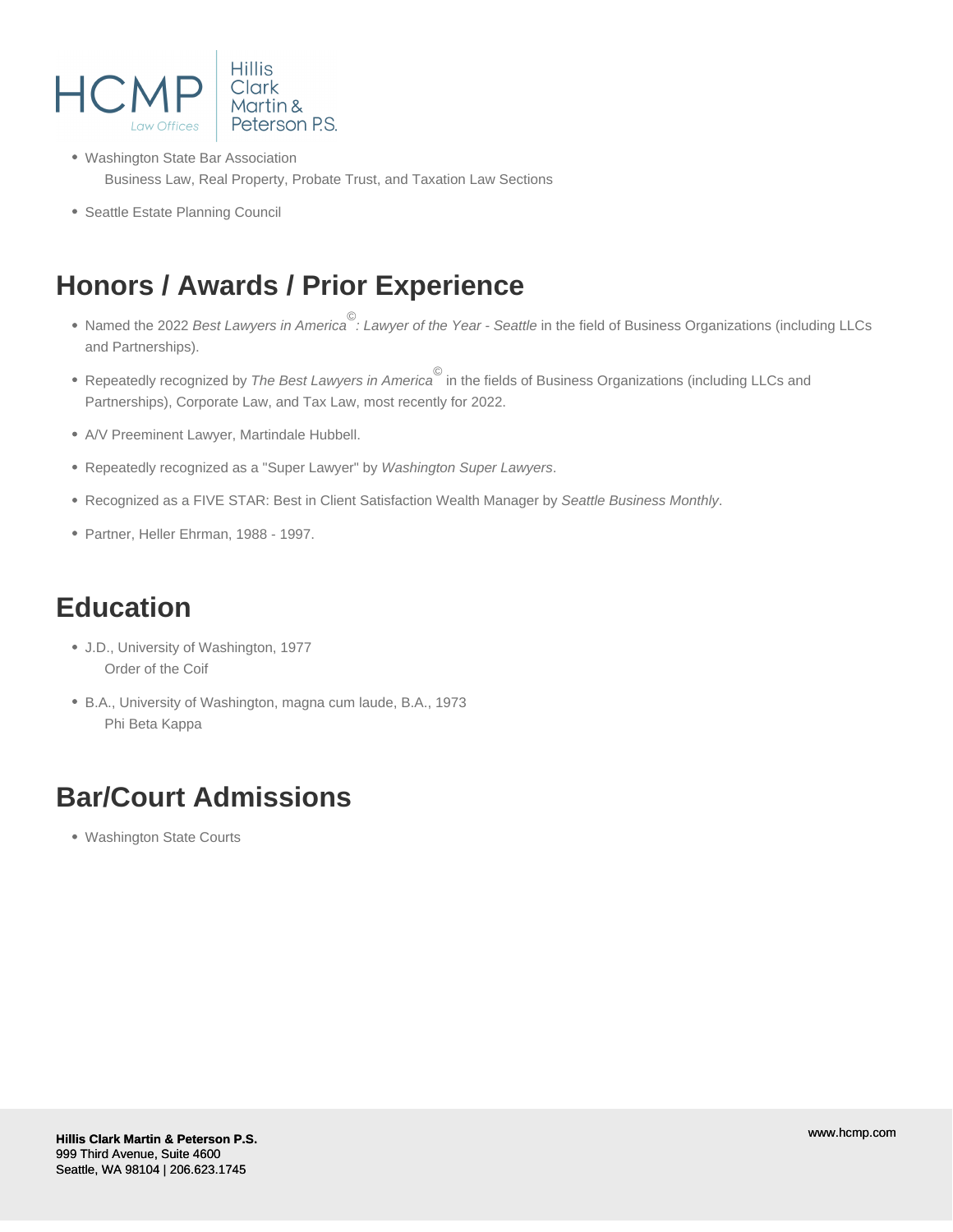- Washington State Bar Association
  Business Law, Real Property, Probate Trust, and Taxation Law Sections
- Seattle Estate Planning Council

## Honors / Awards / Prior Experience

- Named the 2022 *Best Lawyers in America© : Lawyer of the Year - Seattle* in the field of Business Organizations (including LLCs and Partnerships).
- Repeatedly recognized by *The Best Lawyers in America©* in the fields of Business Organizations (including LLCs and Partnerships), Corporate Law, and Tax Law, most recently for 2022.
- A/V Preeminent Lawyer, Martindale Hubbell.
- Repeatedly recognized as a "Super Lawyer" by *Washington Super Lawyers*.
- Recognized as a FIVE STAR: Best in Client Satisfaction Wealth Manager by *Seattle Business Monthly*.
- Partner, Heller Ehrman, 1988 - 1997.

## Education

- J.D., University of Washington, 1977
  Order of the Coif
- B.A., University of Washington, magna cum laude, B.A., 1973
  Phi Beta Kappa

## Bar/Court Admissions

- Washington State Courts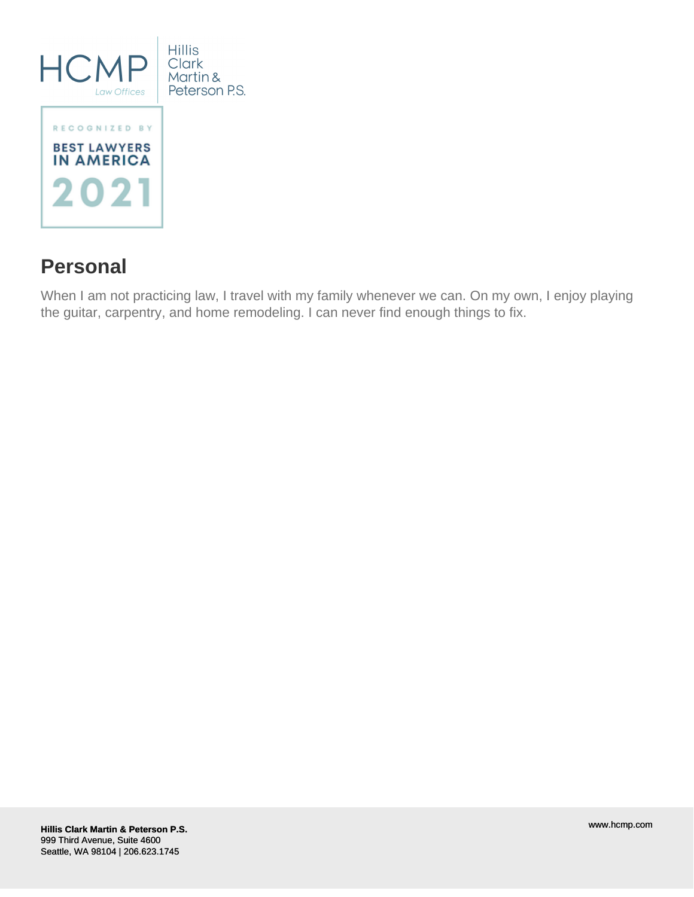## Personal

When I am not practicing law, I travel with my family whenever we can. On my own, I enjoy playing the guitar, carpentry, and home remodeling. I can never find enough things to fix.